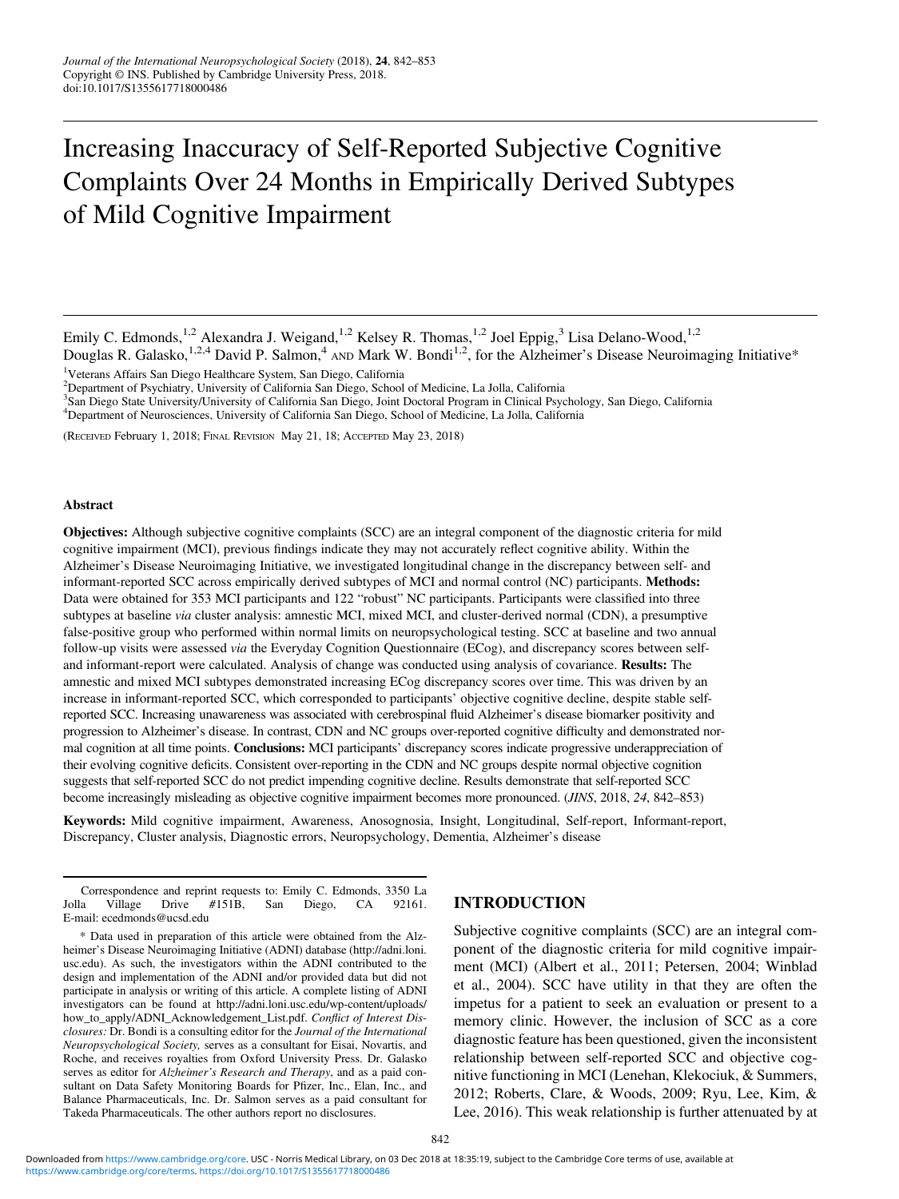# Increasing Inaccuracy of Self-Reported Subjective Cognitive Complaints Over 24 Months in Empirically Derived Subtypes of Mild Cognitive Impairment

Emily C. Edmonds,[1,2] Alexandra J. Weigand,[1,2] Kelsey R. Thomas,[1,2] Joel Eppig,[3] Lisa Delano-Wood,[1,2] Douglas R. Galasko,[1,2,4] David P. Salmon,[4] AND Mark W. Bondi[1,2], for the Alzheimer's Disease Neuroimaging Initiative*

[1]Veterans Affairs San Diego Healthcare System, San Diego, California
[2]Department of Psychiatry, University of California San Diego, School of Medicine, La Jolla, California
[3]San Diego State University/University of California San Diego, Joint Doctoral Program in Clinical Psychology, San Diego, California
[4]Department of Neurosciences, University of California San Diego, School of Medicine, La Jolla, California

(RECEIVED February 1, 2018; FINAL REVISION May 21, 18; ACCEPTED May 23, 2018)

#### Abstract

**Objectives:** Although subjective cognitive complaints (SCC) are an integral component of the diagnostic criteria for mild cognitive impairment (MCI), previous findings indicate they may not accurately reflect cognitive ability. Within the Alzheimer's Disease Neuroimaging Initiative, we investigated longitudinal change in the discrepancy between self- and informant-reported SCC across empirically derived subtypes of MCI and normal control (NC) participants. **Methods:** Data were obtained for 353 MCI participants and 122 "robust" NC participants. Participants were classified into three subtypes at baseline *via* cluster analysis: amnestic MCI, mixed MCI, and cluster-derived normal (CDN), a presumptive false-positive group who performed within normal limits on neuropsychological testing. SCC at baseline and two annual follow-up visits were assessed *via* the Everyday Cognition Questionnaire (ECog), and discrepancy scores between self- and informant-report were calculated. Analysis of change was conducted using analysis of covariance. **Results:** The amnestic and mixed MCI subtypes demonstrated increasing ECog discrepancy scores over time. This was driven by an increase in informant-reported SCC, which corresponded to participants' objective cognitive decline, despite stable self-reported SCC. Increasing unawareness was associated with cerebrospinal fluid Alzheimer's disease biomarker positivity and progression to Alzheimer's disease. In contrast, CDN and NC groups over-reported cognitive difficulty and demonstrated normal cognition at all time points. **Conclusions:** MCI participants' discrepancy scores indicate progressive underappreciation of their evolving cognitive deficits. Consistent over-reporting in the CDN and NC groups despite normal objective cognition suggests that self-reported SCC do not predict impending cognitive decline. Results demonstrate that self-reported SCC become increasingly misleading as objective cognitive impairment becomes more pronounced. (*JINS*, 2018, *24*, 842–853)

**Keywords:** Mild cognitive impairment, Awareness, Anosognosia, Insight, Longitudinal, Self-report, Informant-report, Discrepancy, Cluster analysis, Diagnostic errors, Neuropsychology, Dementia, Alzheimer's disease

Correspondence and reprint requests to: Emily C. Edmonds, 3350 La Jolla Village Drive #151B, San Diego, CA 92161. E-mail: ecedmonds@ucsd.edu

\* Data used in preparation of this article were obtained from the Alzheimer's Disease Neuroimaging Initiative (ADNI) database (http://adni.loni.usc.edu). As such, the investigators within the ADNI contributed to the design and implementation of the ADNI and/or provided data but did not participate in analysis or writing of this article. A complete listing of ADNI investigators can be found at http://adni.loni.usc.edu/wp-content/uploads/how_to_apply/ADNI_Acknowledgement_List.pdf. *Conflict of Interest Disclosures:* Dr. Bondi is a consulting editor for the *Journal of the International Neuropsychological Society,* serves as a consultant for Eisai, Novartis, and Roche, and receives royalties from Oxford University Press. Dr. Galasko serves as editor for *Alzheimer's Research and Therapy*, and as a paid consultant on Data Safety Monitoring Boards for Pfizer, Inc., Elan, Inc., and Balance Pharmaceuticals, Inc. Dr. Salmon serves as a paid consultant for Takeda Pharmaceuticals. The other authors report no disclosures.

## INTRODUCTION

Subjective cognitive complaints (SCC) are an integral component of the diagnostic criteria for mild cognitive impairment (MCI) (Albert et al., 2011; Petersen, 2004; Winblad et al., 2004). SCC have utility in that they are often the impetus for a patient to seek an evaluation or present to a memory clinic. However, the inclusion of SCC as a core diagnostic feature has been questioned, given the inconsistent relationship between self-reported SCC and objective cognitive functioning in MCI (Lenehan, Klekociuk, & Summers, 2012; Roberts, Clare, & Woods, 2009; Ryu, Lee, Kim, & Lee, 2016). This weak relationship is further attenuated by at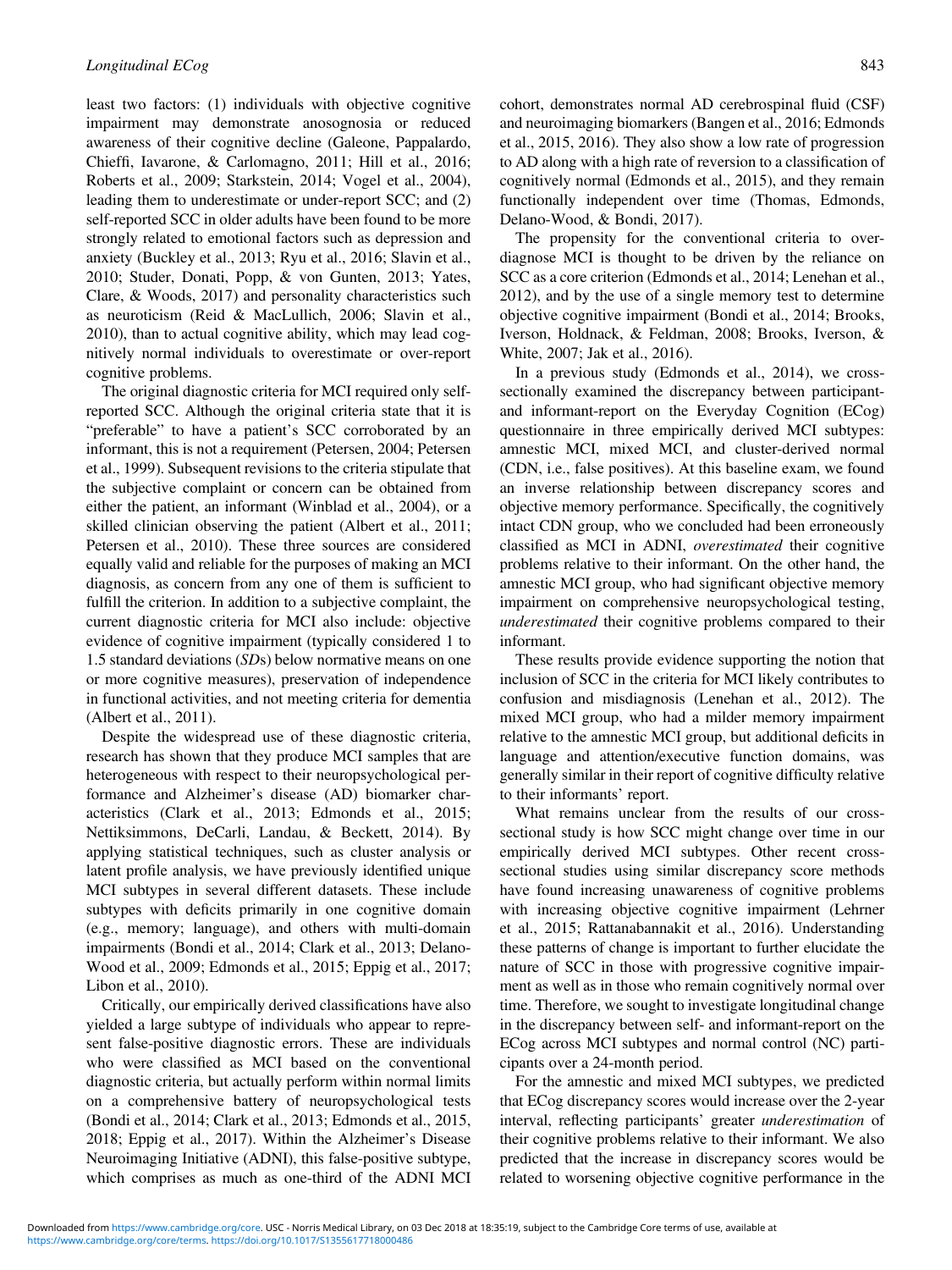least two factors: (1) individuals with objective cognitive impairment may demonstrate anosognosia or reduced awareness of their cognitive decline (Galeone, Pappalardo, Chieffi, Iavarone, & Carlomagno, 2011; Hill et al., 2016; Roberts et al., 2009; Starkstein, 2014; Vogel et al., 2004), leading them to underestimate or under-report SCC; and (2) self-reported SCC in older adults have been found to be more strongly related to emotional factors such as depression and anxiety (Buckley et al., 2013; Ryu et al., 2016; Slavin et al., 2010; Studer, Donati, Popp, & von Gunten, 2013; Yates, Clare, & Woods, 2017) and personality characteristics such as neuroticism (Reid & MacLullich, 2006; Slavin et al., 2010), than to actual cognitive ability, which may lead cognitively normal individuals to overestimate or over-report cognitive problems.

The original diagnostic criteria for MCI required only self-reported SCC. Although the original criteria state that it is "preferable" to have a patient's SCC corroborated by an informant, this is not a requirement (Petersen, 2004; Petersen et al., 1999). Subsequent revisions to the criteria stipulate that the subjective complaint or concern can be obtained from either the patient, an informant (Winblad et al., 2004), or a skilled clinician observing the patient (Albert et al., 2011; Petersen et al., 2010). These three sources are considered equally valid and reliable for the purposes of making an MCI diagnosis, as concern from any one of them is sufficient to fulfill the criterion. In addition to a subjective complaint, the current diagnostic criteria for MCI also include: objective evidence of cognitive impairment (typically considered 1 to 1.5 standard deviations (*SD*s) below normative means on one or more cognitive measures), preservation of independence in functional activities, and not meeting criteria for dementia (Albert et al., 2011).

Despite the widespread use of these diagnostic criteria, research has shown that they produce MCI samples that are heterogeneous with respect to their neuropsychological performance and Alzheimer's disease (AD) biomarker characteristics (Clark et al., 2013; Edmonds et al., 2015; Nettiksimmons, DeCarli, Landau, & Beckett, 2014). By applying statistical techniques, such as cluster analysis or latent profile analysis, we have previously identified unique MCI subtypes in several different datasets. These include subtypes with deficits primarily in one cognitive domain (e.g., memory; language), and others with multi-domain impairments (Bondi et al., 2014; Clark et al., 2013; Delano-Wood et al., 2009; Edmonds et al., 2015; Eppig et al., 2017; Libon et al., 2010).

Critically, our empirically derived classifications have also yielded a large subtype of individuals who appear to represent false-positive diagnostic errors. These are individuals who were classified as MCI based on the conventional diagnostic criteria, but actually perform within normal limits on a comprehensive battery of neuropsychological tests (Bondi et al., 2014; Clark et al., 2013; Edmonds et al., 2015, 2018; Eppig et al., 2017). Within the Alzheimer's Disease Neuroimaging Initiative (ADNI), this false-positive subtype, which comprises as much as one-third of the ADNI MCI cohort, demonstrates normal AD cerebrospinal fluid (CSF) and neuroimaging biomarkers (Bangen et al., 2016; Edmonds et al., 2015, 2016). They also show a low rate of progression to AD along with a high rate of reversion to a classification of cognitively normal (Edmonds et al., 2015), and they remain functionally independent over time (Thomas, Edmonds, Delano-Wood, & Bondi, 2017).

The propensity for the conventional criteria to over-diagnose MCI is thought to be driven by the reliance on SCC as a core criterion (Edmonds et al., 2014; Lenehan et al., 2012), and by the use of a single memory test to determine objective cognitive impairment (Bondi et al., 2014; Brooks, Iverson, Holdnack, & Feldman, 2008; Brooks, Iverson, & White, 2007; Jak et al., 2016).

In a previous study (Edmonds et al., 2014), we cross-sectionally examined the discrepancy between participant- and informant-report on the Everyday Cognition (ECog) questionnaire in three empirically derived MCI subtypes: amnestic MCI, mixed MCI, and cluster-derived normal (CDN, i.e., false positives). At this baseline exam, we found an inverse relationship between discrepancy scores and objective memory performance. Specifically, the cognitively intact CDN group, who we concluded had been erroneously classified as MCI in ADNI, *overestimated* their cognitive problems relative to their informant. On the other hand, the amnestic MCI group, who had significant objective memory impairment on comprehensive neuropsychological testing, *underestimated* their cognitive problems compared to their informant.

These results provide evidence supporting the notion that inclusion of SCC in the criteria for MCI likely contributes to confusion and misdiagnosis (Lenehan et al., 2012). The mixed MCI group, who had a milder memory impairment relative to the amnestic MCI group, but additional deficits in language and attention/executive function domains, was generally similar in their report of cognitive difficulty relative to their informants' report.

What remains unclear from the results of our cross-sectional study is how SCC might change over time in our empirically derived MCI subtypes. Other recent cross-sectional studies using similar discrepancy score methods have found increasing unawareness of cognitive problems with increasing objective cognitive impairment (Lehrner et al., 2015; Rattanabannakit et al., 2016). Understanding these patterns of change is important to further elucidate the nature of SCC in those with progressive cognitive impairment as well as in those who remain cognitively normal over time. Therefore, we sought to investigate longitudinal change in the discrepancy between self- and informant-report on the ECog across MCI subtypes and normal control (NC) participants over a 24-month period.

For the amnestic and mixed MCI subtypes, we predicted that ECog discrepancy scores would increase over the 2-year interval, reflecting participants' greater *underestimation* of their cognitive problems relative to their informant. We also predicted that the increase in discrepancy scores would be related to worsening objective cognitive performance in the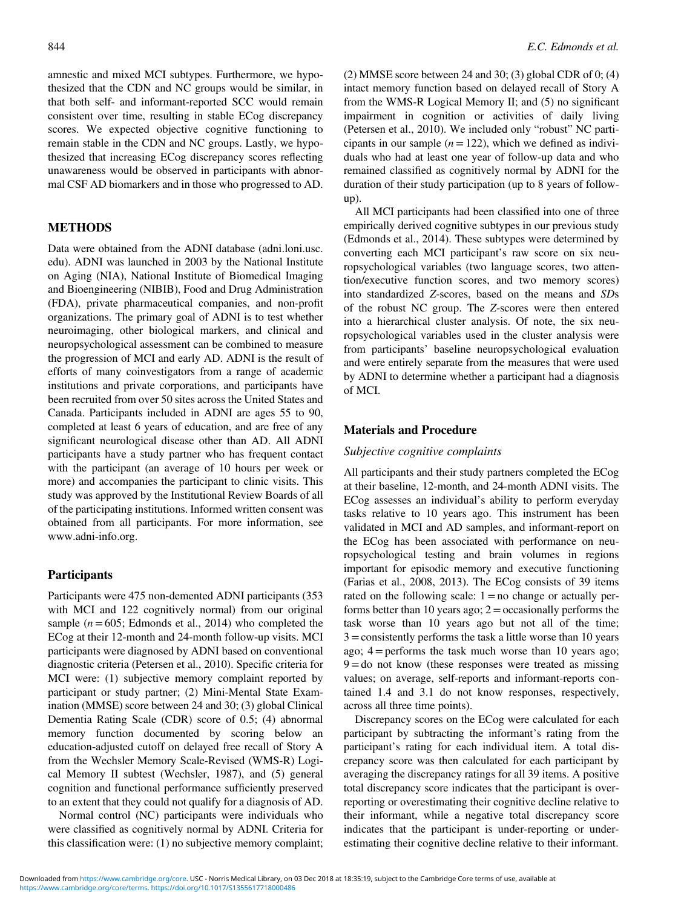amnestic and mixed MCI subtypes. Furthermore, we hypothesized that the CDN and NC groups would be similar, in that both self- and informant-reported SCC would remain consistent over time, resulting in stable ECog discrepancy scores. We expected objective cognitive functioning to remain stable in the CDN and NC groups. Lastly, we hypothesized that increasing ECog discrepancy scores reflecting unawareness would be observed in participants with abnormal CSF AD biomarkers and in those who progressed to AD.

## METHODS

Data were obtained from the ADNI database (adni.loni.usc.edu). ADNI was launched in 2003 by the National Institute on Aging (NIA), National Institute of Biomedical Imaging and Bioengineering (NIBIB), Food and Drug Administration (FDA), private pharmaceutical companies, and non-profit organizations. The primary goal of ADNI is to test whether neuroimaging, other biological markers, and clinical and neuropsychological assessment can be combined to measure the progression of MCI and early AD. ADNI is the result of efforts of many coinvestigators from a range of academic institutions and private corporations, and participants have been recruited from over 50 sites across the United States and Canada. Participants included in ADNI are ages 55 to 90, completed at least 6 years of education, and are free of any significant neurological disease other than AD. All ADNI participants have a study partner who has frequent contact with the participant (an average of 10 hours per week or more) and accompanies the participant to clinic visits. This study was approved by the Institutional Review Boards of all of the participating institutions. Informed written consent was obtained from all participants. For more information, see www.adni-info.org.

### Participants

Participants were 475 non-demented ADNI participants (353 with MCI and 122 cognitively normal) from our original sample ($n = 605$; Edmonds et al., 2014) who completed the ECog at their 12-month and 24-month follow-up visits. MCI participants were diagnosed by ADNI based on conventional diagnostic criteria (Petersen et al., 2010). Specific criteria for MCI were: (1) subjective memory complaint reported by participant or study partner; (2) Mini-Mental State Examination (MMSE) score between 24 and 30; (3) global Clinical Dementia Rating Scale (CDR) score of 0.5; (4) abnormal memory function documented by scoring below an education-adjusted cutoff on delayed free recall of Story A from the Wechsler Memory Scale-Revised (WMS-R) Logical Memory II subtest (Wechsler, 1987), and (5) general cognition and functional performance sufficiently preserved to an extent that they could not qualify for a diagnosis of AD.

Normal control (NC) participants were individuals who were classified as cognitively normal by ADNI. Criteria for this classification were: (1) no subjective memory complaint; (2) MMSE score between 24 and 30; (3) global CDR of 0; (4) intact memory function based on delayed recall of Story A from the WMS-R Logical Memory II; and (5) no significant impairment in cognition or activities of daily living (Petersen et al., 2010). We included only "robust" NC participants in our sample ($n = 122$), which we defined as individuals who had at least one year of follow-up data and who remained classified as cognitively normal by ADNI for the duration of their study participation (up to 8 years of follow-up).

All MCI participants had been classified into one of three empirically derived cognitive subtypes in our previous study (Edmonds et al., 2014). These subtypes were determined by converting each MCI participant's raw score on six neuropsychological variables (two language scores, two attention/executive function scores, and two memory scores) into standardized *Z*-scores, based on the means and *SD*s of the robust NC group. The *Z*-scores were then entered into a hierarchical cluster analysis. Of note, the six neuropsychological variables used in the cluster analysis were from participants' baseline neuropsychological evaluation and were entirely separate from the measures that were used by ADNI to determine whether a participant had a diagnosis of MCI.

### Materials and Procedure

#### *Subjective cognitive complaints*

All participants and their study partners completed the ECog at their baseline, 12-month, and 24-month ADNI visits. The ECog assesses an individual's ability to perform everyday tasks relative to 10 years ago. This instrument has been validated in MCI and AD samples, and informant-report on the ECog has been associated with performance on neuropsychological testing and brain volumes in regions important for episodic memory and executive functioning (Farias et al., 2008, 2013). The ECog consists of 39 items rated on the following scale: 1 = no change or actually performs better than 10 years ago; 2 = occasionally performs the task worse than 10 years ago but not all of the time; 3 = consistently performs the task a little worse than 10 years ago; 4 = performs the task much worse than 10 years ago; 9 = do not know (these responses were treated as missing values; on average, self-reports and informant-reports contained 1.4 and 3.1 do not know responses, respectively, across all three time points).

Discrepancy scores on the ECog were calculated for each participant by subtracting the informant's rating from the participant's rating for each individual item. A total discrepancy score was then calculated for each participant by averaging the discrepancy ratings for all 39 items. A positive total discrepancy score indicates that the participant is over-reporting or overestimating their cognitive decline relative to their informant, while a negative total discrepancy score indicates that the participant is under-reporting or underestimating their cognitive decline relative to their informant.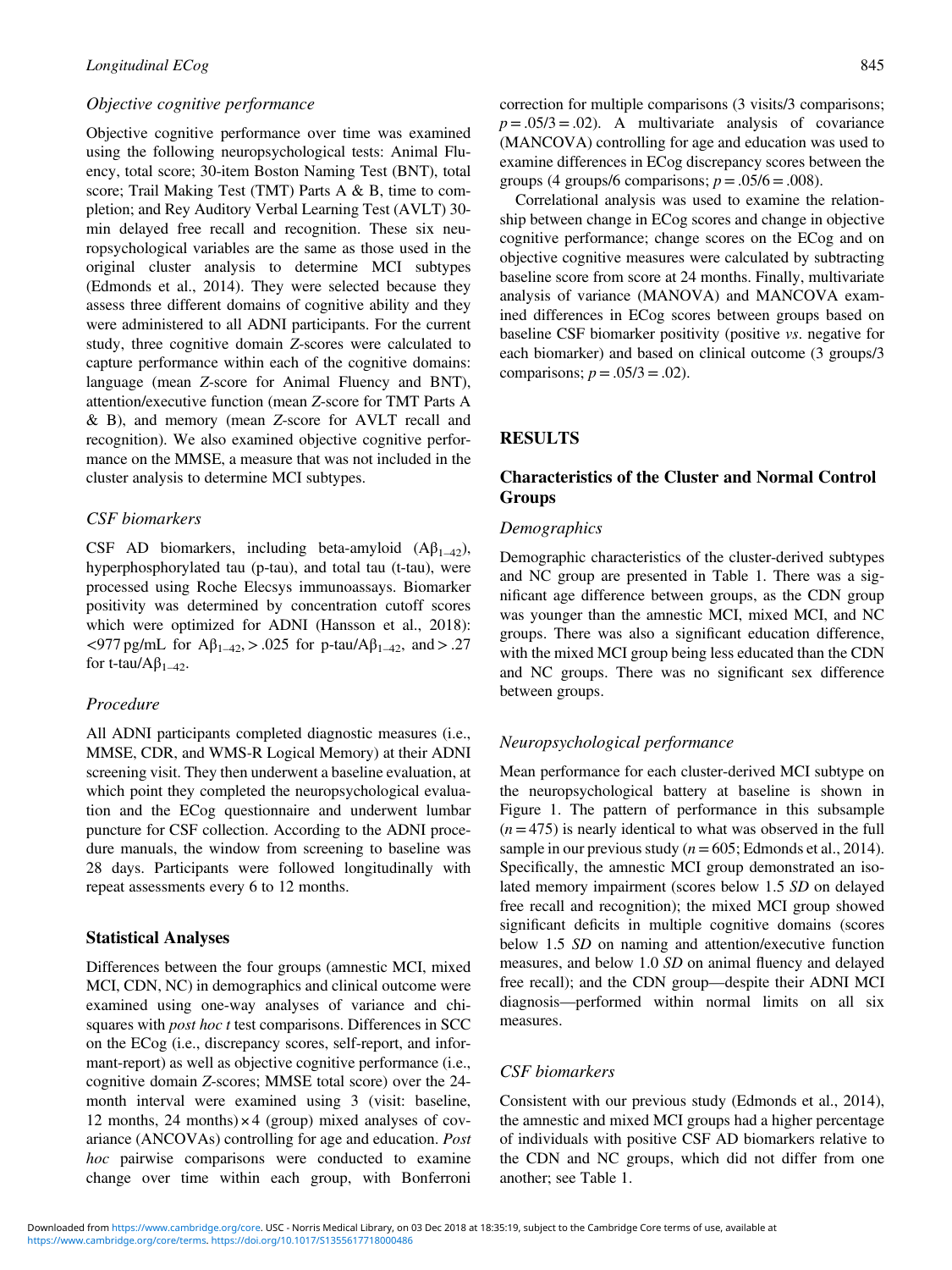### Objective cognitive performance

Objective cognitive performance over time was examined using the following neuropsychological tests: Animal Fluency, total score; 30-item Boston Naming Test (BNT), total score; Trail Making Test (TMT) Parts A & B, time to completion; and Rey Auditory Verbal Learning Test (AVLT) 30-min delayed free recall and recognition. These six neuropsychological variables are the same as those used in the original cluster analysis to determine MCI subtypes (Edmonds et al., 2014). They were selected because they assess three different domains of cognitive ability and they were administered to all ADNI participants. For the current study, three cognitive domain *Z*-scores were calculated to capture performance within each of the cognitive domains: language (mean *Z*-score for Animal Fluency and BNT), attention/executive function (mean *Z*-score for TMT Parts A & B), and memory (mean *Z*-score for AVLT recall and recognition). We also examined objective cognitive performance on the MMSE, a measure that was not included in the cluster analysis to determine MCI subtypes.

### CSF biomarkers

CSF AD biomarkers, including beta-amyloid ($A\beta_{1-42}$), hyperphosphorylated tau (p-tau), and total tau (t-tau), were processed using Roche Elecsys immunoassays. Biomarker positivity was determined by concentration cutoff scores which were optimized for ADNI (Hansson et al., 2018): <977 pg/mL for $A\beta_{1-42}$, > .025 for p-tau/$A\beta_{1-42}$, and > .27 for t-tau/$A\beta_{1-42}$.

### Procedure

All ADNI participants completed diagnostic measures (i.e., MMSE, CDR, and WMS-R Logical Memory) at their ADNI screening visit. They then underwent a baseline evaluation, at which point they completed the neuropsychological evaluation and the ECog questionnaire and underwent lumbar puncture for CSF collection. According to the ADNI procedure manuals, the window from screening to baseline was 28 days. Participants were followed longitudinally with repeat assessments every 6 to 12 months.

## Statistical Analyses

Differences between the four groups (amnestic MCI, mixed MCI, CDN, NC) in demographics and clinical outcome were examined using one-way analyses of variance and chi-squares with *post hoc t* test comparisons. Differences in SCC on the ECog (i.e., discrepancy scores, self-report, and informant-report) as well as objective cognitive performance (i.e., cognitive domain *Z*-scores; MMSE total score) over the 24-month interval were examined using 3 (visit: baseline, 12 months, 24 months) × 4 (group) mixed analyses of covariance (ANCOVAs) controlling for age and education. *Post hoc* pairwise comparisons were conducted to examine change over time within each group, with Bonferroni correction for multiple comparisons (3 visits/3 comparisons; $p = .05/3 = .02$). A multivariate analysis of covariance (MANCOVA) controlling for age and education was used to examine differences in ECog discrepancy scores between the groups (4 groups/6 comparisons; $p = .05/6 = .008$).

Correlational analysis was used to examine the relationship between change in ECog scores and change in objective cognitive performance; change scores on the ECog and on objective cognitive measures were calculated by subtracting baseline score from score at 24 months. Finally, multivariate analysis of variance (MANOVA) and MANCOVA examined differences in ECog scores between groups based on baseline CSF biomarker positivity (positive *vs.* negative for each biomarker) and based on clinical outcome (3 groups/3 comparisons; $p = .05/3 = .02$).

# RESULTS

## Characteristics of the Cluster and Normal Control Groups

### Demographics

Demographic characteristics of the cluster-derived subtypes and NC group are presented in Table 1. There was a significant age difference between groups, as the CDN group was younger than the amnestic MCI, mixed MCI, and NC groups. There was also a significant education difference, with the mixed MCI group being less educated than the CDN and NC groups. There was no significant sex difference between groups.

### Neuropsychological performance

Mean performance for each cluster-derived MCI subtype on the neuropsychological battery at baseline is shown in Figure 1. The pattern of performance in this subsample ($n = 475$) is nearly identical to what was observed in the full sample in our previous study ($n = 605$; Edmonds et al., 2014). Specifically, the amnestic MCI group demonstrated an isolated memory impairment (scores below 1.5 *SD* on delayed free recall and recognition); the mixed MCI group showed significant deficits in multiple cognitive domains (scores below 1.5 *SD* on naming and attention/executive function measures, and below 1.0 *SD* on animal fluency and delayed free recall); and the CDN group—despite their ADNI MCI diagnosis—performed within normal limits on all six measures.

### CSF biomarkers

Consistent with our previous study (Edmonds et al., 2014), the amnestic and mixed MCI groups had a higher percentage of individuals with positive CSF AD biomarkers relative to the CDN and NC groups, which did not differ from one another; see Table 1.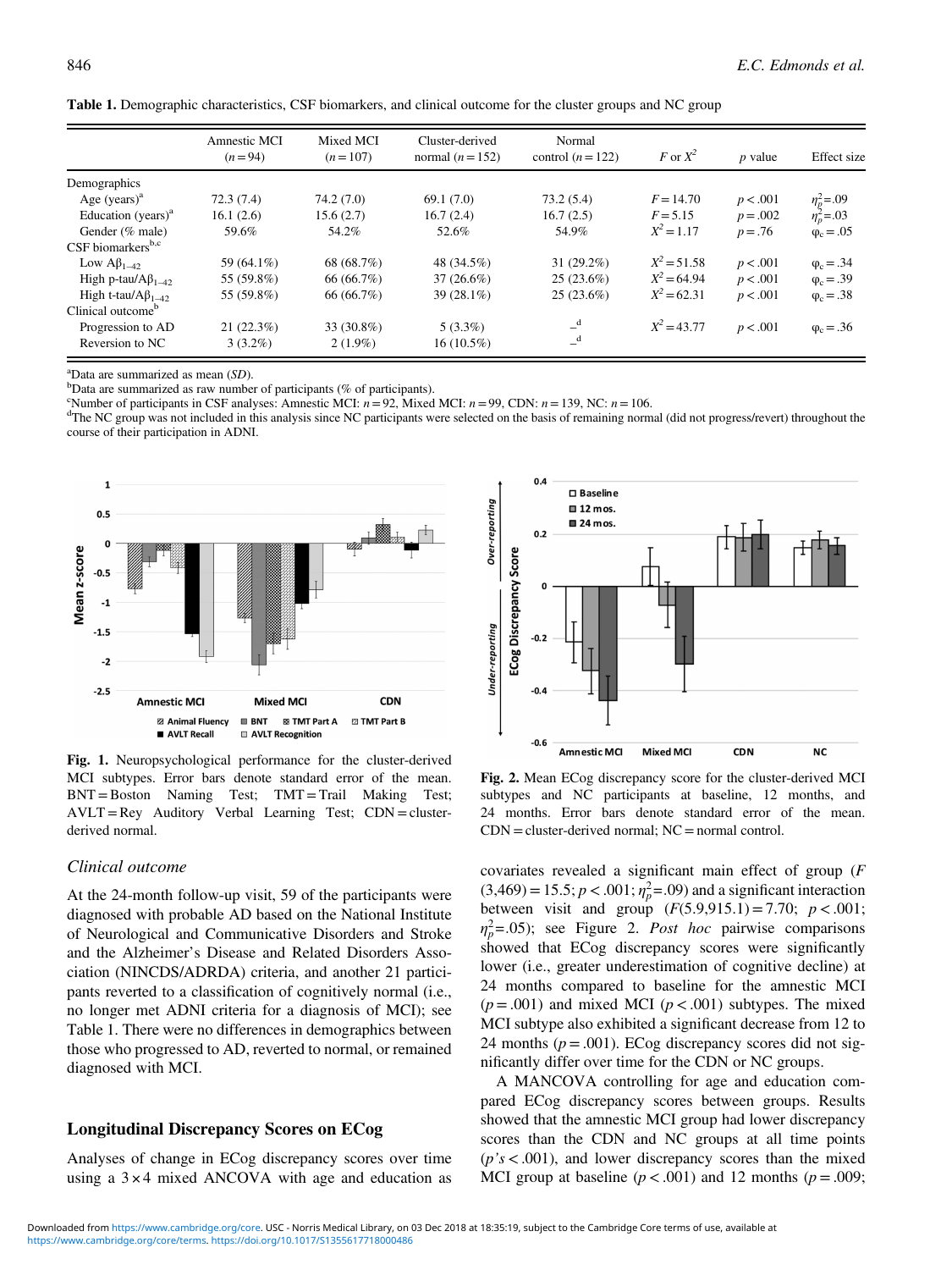**Table 1.** Demographic characteristics, CSF biomarkers, and clinical outcome for the cluster groups and NC group

| | Amnestic MCI ($n = 94$) | Mixed MCI ($n = 107$) | Cluster-derived normal ($n = 152$) | Normal control ($n = 122$) | $F$ or $X^2$ | $p$ value | Effect size |
|---|---|---|---|---|---|---|---|
| Demographics | | | | | | | |
| Age (years)[a] | 72.3 (7.4) | 74.2 (7.0) | 69.1 (7.0) | 73.2 (5.4) | $F = 14.70$ | $p < .001$ | $\eta_p^2 = .09$ |
| Education (years)[a] | 16.1 (2.6) | 15.6 (2.7) | 16.7 (2.4) | 16.7 (2.5) | $F = 5.15$ | $p = .002$ | $\eta_p^2 = .03$ |
| Gender (% male) | 59.6% | 54.2% | 52.6% | 54.9% | $X^2 = 1.17$ | $p = .76$ | $\varphi_c = .05$ |
| CSF biomarkers[b,c] | | | | | | | |
| Low $A\beta_{1-42}$ | 59 (64.1%) | 68 (68.7%) | 48 (34.5%) | 31 (29.2%) | $X^2 = 51.58$ | $p < .001$ | $\varphi_c = .34$ |
| High p-tau/$A\beta_{1-42}$ | 55 (59.8%) | 66 (66.7%) | 37 (26.6%) | 25 (23.6%) | $X^2 = 64.94$ | $p < .001$ | $\varphi_c = .39$ |
| High t-tau/$A\beta_{1-42}$ | 55 (59.8%) | 66 (66.7%) | 39 (28.1%) | 25 (23.6%) | $X^2 = 62.31$ | $p < .001$ | $\varphi_c = .38$ |
| Clinical outcome[b] | | | | | | | |
| Progression to AD | 21 (22.3%) | 33 (30.8%) | 5 (3.3%) | –[d] | $X^2 = 43.77$ | $p < .001$ | $\varphi_c = .36$ |
| Reversion to NC | 3 (3.2%) | 2 (1.9%) | 16 (10.5%) | –[d] | | | |

[a]Data are summarized as mean ($SD$).
[b]Data are summarized as raw number of participants (% of participants).
[c]Number of participants in CSF analyses: Amnestic MCI: $n = 92$, Mixed MCI: $n = 99$, CDN: $n = 139$, NC: $n = 106$.
[d]The NC group was not included in this analysis since NC participants were selected on the basis of remaining normal (did not progress/revert) throughout the course of their participation in ADNI.

**Fig. 1.** Neuropsychological performance for the cluster-derived MCI subtypes. Error bars denote standard error of the mean. BNT = Boston Naming Test; TMT = Trail Making Test; AVLT = Rey Auditory Verbal Learning Test; CDN = cluster-derived normal.

**Fig. 2.** Mean ECog discrepancy score for the cluster-derived MCI subtypes and NC participants at baseline, 12 months, and 24 months. Error bars denote standard error of the mean. CDN = cluster-derived normal; NC = normal control.

### Clinical outcome

At the 24-month follow-up visit, 59 of the participants were diagnosed with probable AD based on the National Institute of Neurological and Communicative Disorders and Stroke and the Alzheimer's Disease and Related Disorders Association (NINCDS/ADRDA) criteria, and another 21 participants reverted to a classification of cognitively normal (i.e., no longer met ADNI criteria for a diagnosis of MCI); see Table 1. There were no differences in demographics between those who progressed to AD, reverted to normal, or remained diagnosed with MCI.

## Longitudinal Discrepancy Scores on ECog

Analyses of change in ECog discrepancy scores over time using a 3 × 4 mixed ANCOVA with age and education as covariates revealed a significant main effect of group ($F$ (3,469) = 15.5; $p < .001$; $\eta_p^2 = .09$) and a significant interaction between visit and group ($F$(5.9,915.1) = 7.70; $p < .001$; $\eta_p^2 = .05$); see Figure 2. *Post hoc* pairwise comparisons showed that ECog discrepancy scores were significantly lower (i.e., greater underestimation of cognitive decline) at 24 months compared to baseline for the amnestic MCI ($p = .001$) and mixed MCI ($p < .001$) subtypes. The mixed MCI subtype also exhibited a significant decrease from 12 to 24 months ($p = .001$). ECog discrepancy scores did not significantly differ over time for the CDN or NC groups.

A MANCOVA controlling for age and education compared ECog discrepancy scores between groups. Results showed that the amnestic MCI group had lower discrepancy scores than the CDN and NC groups at all time points ($p$'s < .001), and lower discrepancy scores than the mixed MCI group at baseline ($p < .001$) and 12 months ($p = .009$;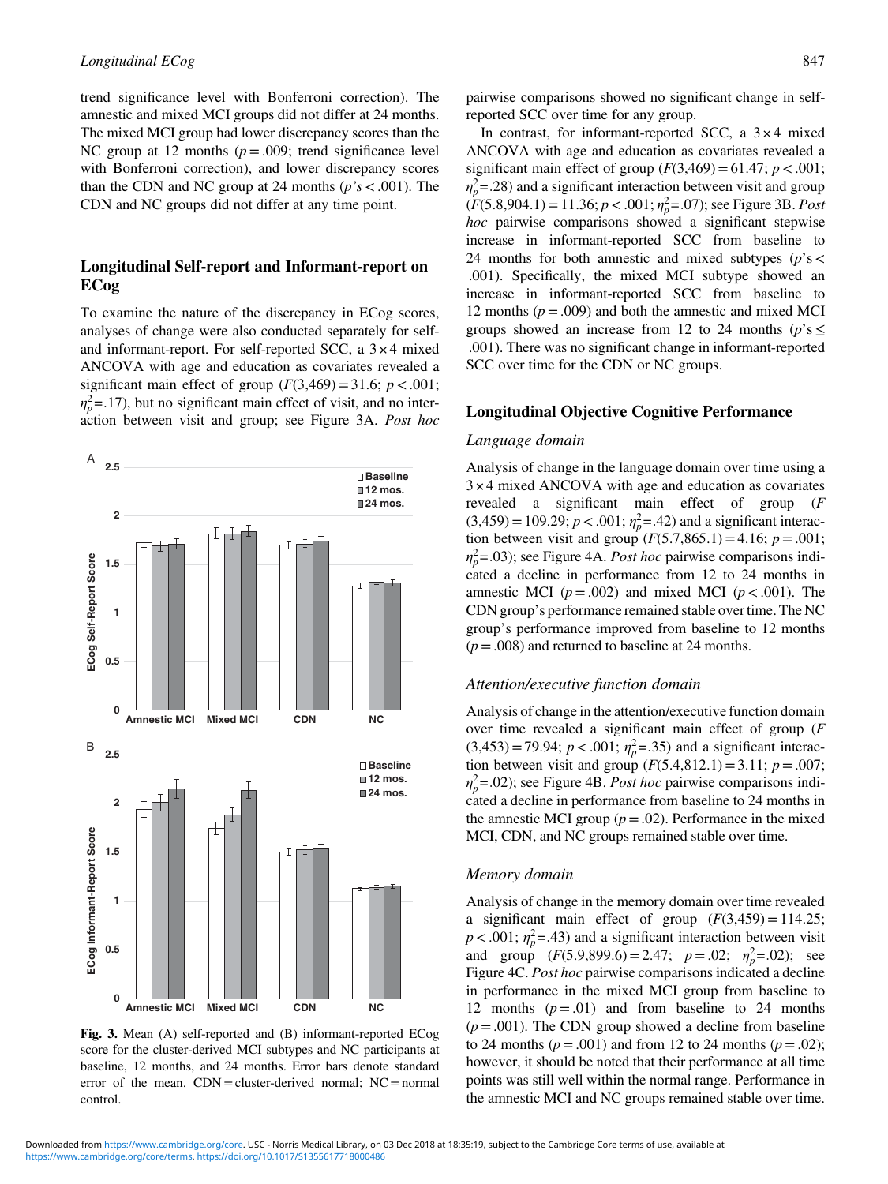trend significance level with Bonferroni correction). The amnestic and mixed MCI groups did not differ at 24 months. The mixed MCI group had lower discrepancy scores than the NC group at 12 months ($p = .009$; trend significance level with Bonferroni correction), and lower discrepancy scores than the CDN and NC group at 24 months ($p$'s $< .001$). The CDN and NC groups did not differ at any time point.

## Longitudinal Self-report and Informant-report on ECog

To examine the nature of the discrepancy in ECog scores, analyses of change were also conducted separately for self- and informant-report. For self-reported SCC, a $3 \times 4$ mixed ANCOVA with age and education as covariates revealed a significant main effect of group ($F(3,469) = 31.6$; $p < .001$; $\eta_p^2 = .17$), but no significant main effect of visit, and no interaction between visit and group; see Figure 3A. *Post hoc* pairwise comparisons showed no significant change in self-reported SCC over time for any group.

In contrast, for informant-reported SCC, a $3 \times 4$ mixed ANCOVA with age and education as covariates revealed a significant main effect of group ($F(3,469) = 61.47$; $p < .001$; $\eta_p^2 = .28$) and a significant interaction between visit and group ($F(5.8,904.1) = 11.36$; $p < .001$; $\eta_p^2 = .07$); see Figure 3B. *Post hoc* pairwise comparisons showed a significant stepwise increase in informant-reported SCC from baseline to 24 months for both amnestic and mixed subtypes ($p$'s $<$ .001). Specifically, the mixed MCI subtype showed an increase in informant-reported SCC from baseline to 12 months ($p = .009$) and both the amnestic and mixed MCI groups showed an increase from 12 to 24 months ($p$'s $\leq$ .001). There was no significant change in informant-reported SCC over time for the CDN or NC groups.

**Fig. 3.** Mean (A) self-reported and (B) informant-reported ECog score for the cluster-derived MCI subtypes and NC participants at baseline, 12 months, and 24 months. Error bars denote standard error of the mean. CDN = cluster-derived normal; NC = normal control.

## Longitudinal Objective Cognitive Performance

### *Language domain*

Analysis of change in the language domain over time using a $3 \times 4$ mixed ANCOVA with age and education as covariates revealed a significant main effect of group ($F(3,459) = 109.29$; $p < .001$; $\eta_p^2 = .42$) and a significant interaction between visit and group ($F(5.7,865.1) = 4.16$; $p = .001$; $\eta_p^2 = .03$); see Figure 4A. *Post hoc* pairwise comparisons indicated a decline in performance from 12 to 24 months in amnestic MCI ($p = .002$) and mixed MCI ($p < .001$). The CDN group's performance remained stable over time. The NC group's performance improved from baseline to 12 months ($p = .008$) and returned to baseline at 24 months.

### *Attention/executive function domain*

Analysis of change in the attention/executive function domain over time revealed a significant main effect of group ($F(3,453) = 79.94$; $p < .001$; $\eta_p^2 = .35$) and a significant interaction between visit and group ($F(5.4,812.1) = 3.11$; $p = .007$; $\eta_p^2 = .02$); see Figure 4B. *Post hoc* pairwise comparisons indicated a decline in performance from baseline to 24 months in the amnestic MCI group ($p = .02$). Performance in the mixed MCI, CDN, and NC groups remained stable over time.

### *Memory domain*

Analysis of change in the memory domain over time revealed a significant main effect of group ($F(3,459) = 114.25$; $p < .001$; $\eta_p^2 = .43$) and a significant interaction between visit and group ($F(5.9,899.6) = 2.47$; $p = .02$; $\eta_p^2 = .02$); see Figure 4C. *Post hoc* pairwise comparisons indicated a decline in performance in the mixed MCI group from baseline to 12 months ($p = .01$) and from baseline to 24 months ($p = .001$). The CDN group showed a decline from baseline to 24 months ($p = .001$) and from 12 to 24 months ($p = .02$); however, it should be noted that their performance at all time points was still well within the normal range. Performance in the amnestic MCI and NC groups remained stable over time.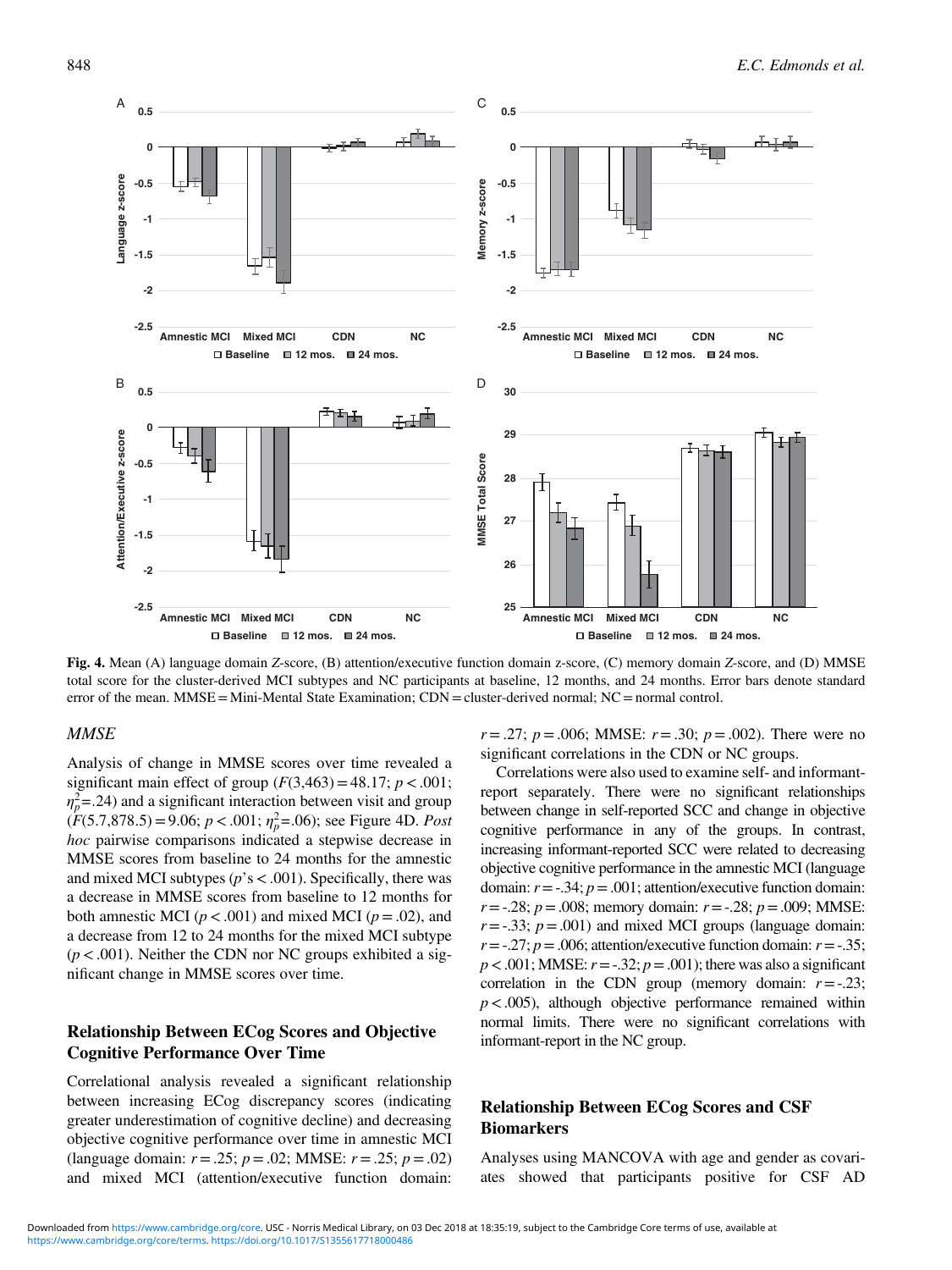**Fig. 4.** Mean (A) language domain Z-score, (B) attention/executive function domain z-score, (C) memory domain Z-score, and (D) MMSE total score for the cluster-derived MCI subtypes and NC participants at baseline, 12 months, and 24 months. Error bars denote standard error of the mean. MMSE = Mini-Mental State Examination; CDN = cluster-derived normal; NC = normal control.

### *MMSE*

Analysis of change in MMSE scores over time revealed a significant main effect of group ($F(3,463) = 48.17$; $p < .001$; $\eta_p^2 = .24$) and a significant interaction between visit and group ($F(5.7,878.5) = 9.06$; $p < .001$; $\eta_p^2 = .06$); see Figure 4D. *Post hoc* pairwise comparisons indicated a stepwise decrease in MMSE scores from baseline to 24 months for the amnestic and mixed MCI subtypes ($p$'s $< .001$). Specifically, there was a decrease in MMSE scores from baseline to 12 months for both amnestic MCI ($p < .001$) and mixed MCI ($p = .02$), and a decrease from 12 to 24 months for the mixed MCI subtype ($p < .001$). Neither the CDN nor NC groups exhibited a significant change in MMSE scores over time.

## Relationship Between ECog Scores and Objective Cognitive Performance Over Time

Correlational analysis revealed a significant relationship between increasing ECog discrepancy scores (indicating greater underestimation of cognitive decline) and decreasing objective cognitive performance over time in amnestic MCI (language domain: $r = .25$; $p = .02$; MMSE: $r = .25$; $p = .02$) and mixed MCI (attention/executive function domain: $r = .27$; $p = .006$; MMSE: $r = .30$; $p = .002$). There were no significant correlations in the CDN or NC groups.

Correlations were also used to examine self- and informant-report separately. There were no significant relationships between change in self-reported SCC and change in objective cognitive performance in any of the groups. In contrast, increasing informant-reported SCC were related to decreasing objective cognitive performance in the amnestic MCI (language domain: $r = -.34$; $p = .001$; attention/executive function domain: $r = -.28$; $p = .008$; memory domain: $r = -.28$; $p = .009$; MMSE: $r = -.33$; $p = .001$) and mixed MCI groups (language domain: $r = -.27$; $p = .006$; attention/executive function domain: $r = -.35$; $p < .001$; MMSE: $r = -.32$; $p = .001$); there was also a significant correlation in the CDN group (memory domain: $r = -.23$; $p < .005$), although objective performance remained within normal limits. There were no significant correlations with informant-report in the NC group.

## Relationship Between ECog Scores and CSF Biomarkers

Analyses using MANCOVA with age and gender as covariates showed that participants positive for CSF AD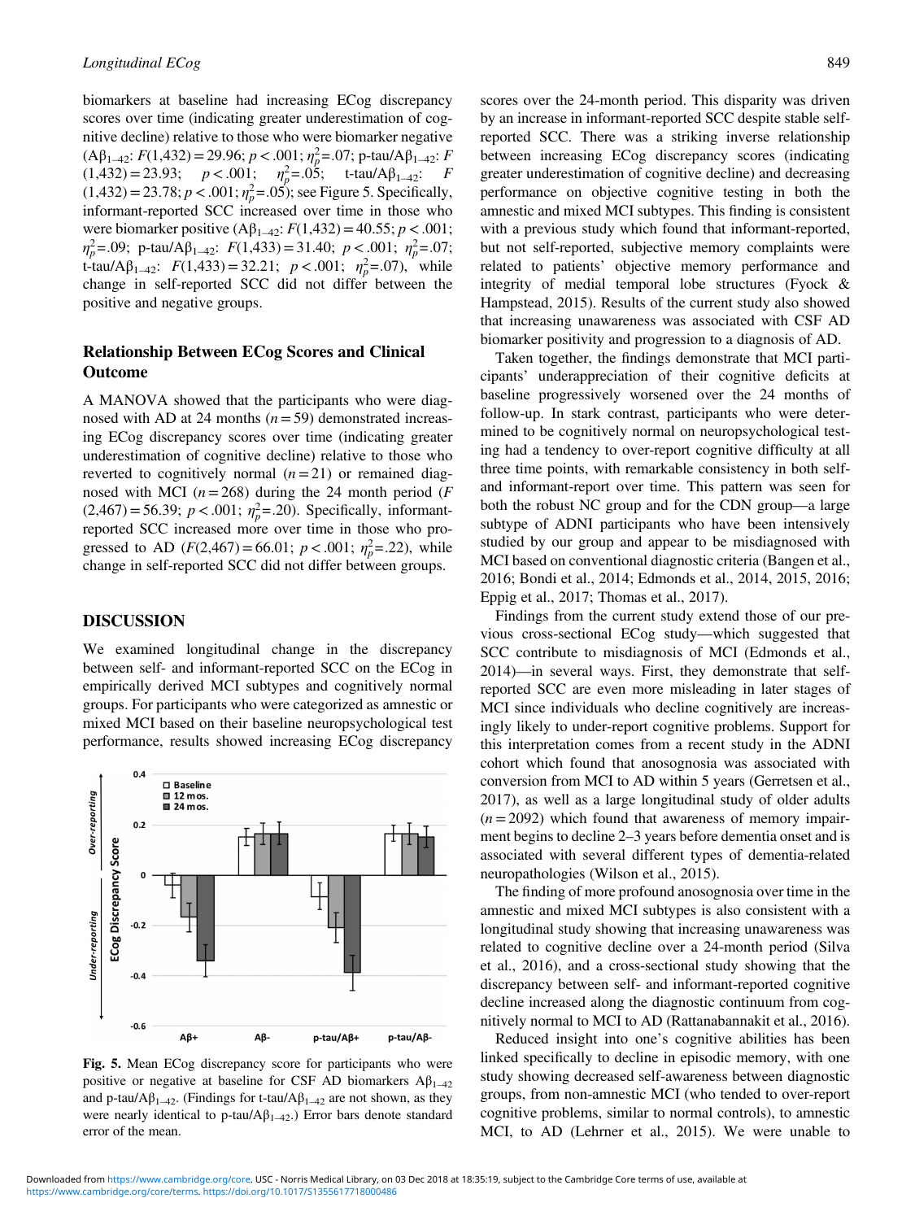biomarkers at baseline had increasing ECog discrepancy scores over time (indicating greater underestimation of cognitive decline) relative to those who were biomarker negative ($A\beta_{1-42}$: $F(1{,}432) = 29.96$; $p < .001$; $\eta_p^2 = .07$; p-tau/$A\beta_{1-42}$: $F(1{,}432) = 23.93$; $p < .001$; $\eta_p^2 = .05$; t-tau/$A\beta_{1-42}$: $F(1{,}432) = 23.78$; $p < .001$; $\eta_p^2 = .05$); see Figure 5. Specifically, informant-reported SCC increased over time in those who were biomarker positive ($A\beta_{1-42}$: $F(1{,}432) = 40.55$; $p < .001$; $\eta_p^2 = .09$; p-tau/$A\beta_{1-42}$: $F(1{,}433) = 31.40$; $p < .001$; $\eta_p^2 = .07$; t-tau/$A\beta_{1-42}$: $F(1{,}433) = 32.21$; $p < .001$; $\eta_p^2 = .07$), while change in self-reported SCC did not differ between the positive and negative groups.

## Relationship Between ECog Scores and Clinical Outcome

A MANOVA showed that the participants who were diagnosed with AD at 24 months ($n = 59$) demonstrated increasing ECog discrepancy scores over time (indicating greater underestimation of cognitive decline) relative to those who reverted to cognitively normal ($n = 21$) or remained diagnosed with MCI ($n = 268$) during the 24 month period ($F(2{,}467) = 56.39$; $p < .001$; $\eta_p^2 = .20$). Specifically, informant-reported SCC increased more over time in those who progressed to AD ($F(2{,}467) = 66.01$; $p < .001$; $\eta_p^2 = .22$), while change in self-reported SCC did not differ between groups.

## DISCUSSION

We examined longitudinal change in the discrepancy between self- and informant-reported SCC on the ECog in empirically derived MCI subtypes and cognitively normal groups. For participants who were categorized as amnestic or mixed MCI based on their baseline neuropsychological test performance, results showed increasing ECog discrepancy scores over the 24-month period. This disparity was driven by an increase in informant-reported SCC despite stable self-reported SCC. There was a striking inverse relationship between increasing ECog discrepancy scores (indicating greater underestimation of cognitive decline) and decreasing performance on objective cognitive testing in both the amnestic and mixed MCI subtypes. This finding is consistent with a previous study which found that informant-reported, but not self-reported, subjective memory complaints were related to patients' objective memory performance and integrity of medial temporal lobe structures (Fyock & Hampstead, 2015). Results of the current study also showed that increasing unawareness was associated with CSF AD biomarker positivity and progression to a diagnosis of AD.

Taken together, the findings demonstrate that MCI participants' underappreciation of their cognitive deficits at baseline progressively worsened over the 24 months of follow-up. In stark contrast, participants who were determined to be cognitively normal on neuropsychological testing had a tendency to over-report cognitive difficulty at all three time points, with remarkable consistency in both self- and informant-report over time. This pattern was seen for both the robust NC group and for the CDN group—a large subtype of ADNI participants who have been intensively studied by our group and appear to be misdiagnosed with MCI based on conventional diagnostic criteria (Bangen et al., 2016; Bondi et al., 2014; Edmonds et al., 2014, 2015, 2016; Eppig et al., 2017; Thomas et al., 2017).

Findings from the current study extend those of our previous cross-sectional ECog study—which suggested that SCC contribute to misdiagnosis of MCI (Edmonds et al., 2014)—in several ways. First, they demonstrate that self-reported SCC are even more misleading in later stages of MCI since individuals who decline cognitively are increasingly likely to under-report cognitive problems. Support for this interpretation comes from a recent study in the ADNI cohort which found that anosognosia was associated with conversion from MCI to AD within 5 years (Gerretsen et al., 2017), as well as a large longitudinal study of older adults ($n = 2092$) which found that awareness of memory impairment begins to decline 2–3 years before dementia onset and is associated with several different types of dementia-related neuropathologies (Wilson et al., 2015).

The finding of more profound anosognosia over time in the amnestic and mixed MCI subtypes is also consistent with a longitudinal study showing that increasing unawareness was related to cognitive decline over a 24-month period (Silva et al., 2016), and a cross-sectional study showing that the discrepancy between self- and informant-reported cognitive decline increased along the diagnostic continuum from cognitively normal to MCI to AD (Rattanabannakit et al., 2016).

Reduced insight into one's cognitive abilities has been linked specifically to decline in episodic memory, with one study showing decreased self-awareness between diagnostic groups, from non-amnestic MCI (who tended to over-report cognitive problems, similar to normal controls), to amnestic MCI, to AD (Lehrner et al., 2015). We were unable to

**Fig. 5.** Mean ECog discrepancy score for participants who were positive or negative at baseline for CSF AD biomarkers $A\beta_{1-42}$ and p-tau/$A\beta_{1-42}$. (Findings for t-tau/$A\beta_{1-42}$ are not shown, as they were nearly identical to p-tau/$A\beta_{1-42}$.) Error bars denote standard error of the mean.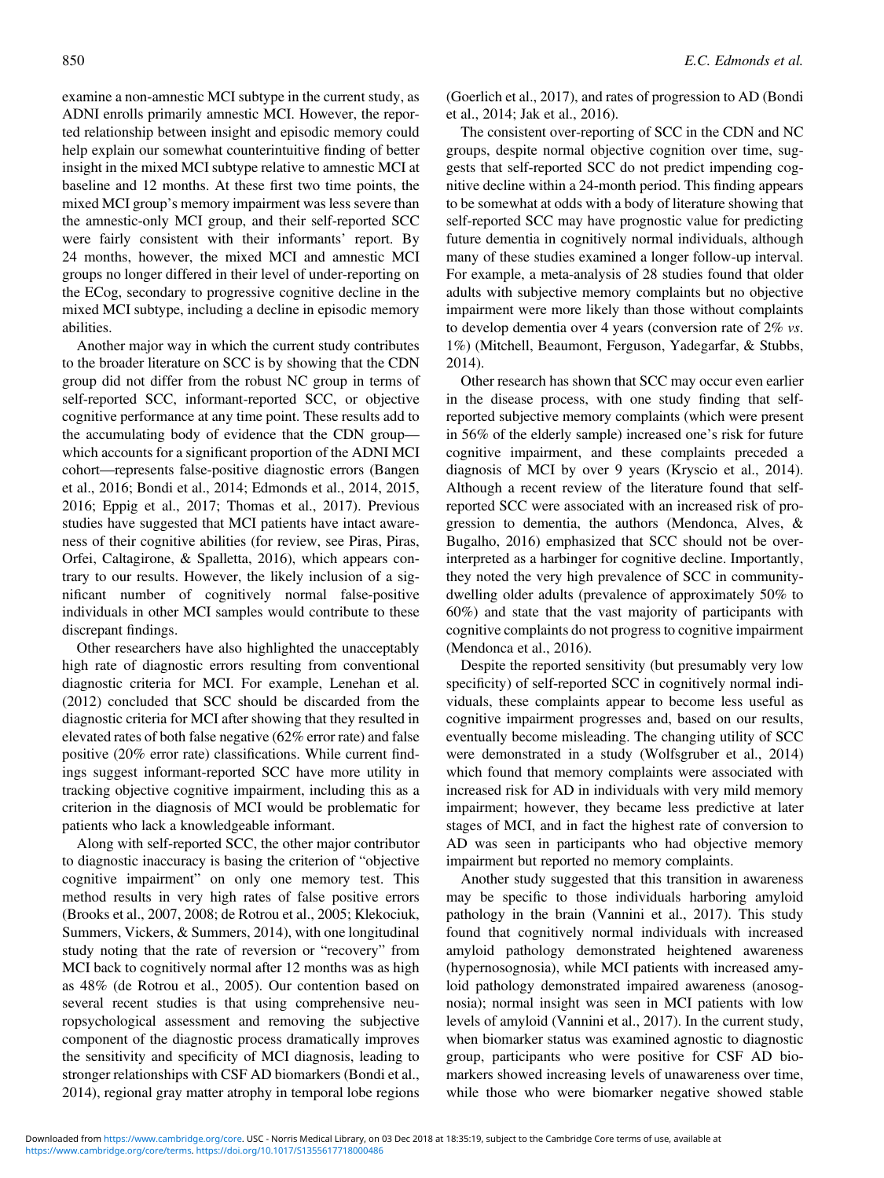examine a non-amnestic MCI subtype in the current study, as ADNI enrolls primarily amnestic MCI. However, the reported relationship between insight and episodic memory could help explain our somewhat counterintuitive finding of better insight in the mixed MCI subtype relative to amnestic MCI at baseline and 12 months. At these first two time points, the mixed MCI group's memory impairment was less severe than the amnestic-only MCI group, and their self-reported SCC were fairly consistent with their informants' report. By 24 months, however, the mixed MCI and amnestic MCI groups no longer differed in their level of under-reporting on the ECog, secondary to progressive cognitive decline in the mixed MCI subtype, including a decline in episodic memory abilities.

Another major way in which the current study contributes to the broader literature on SCC is by showing that the CDN group did not differ from the robust NC group in terms of self-reported SCC, informant-reported SCC, or objective cognitive performance at any time point. These results add to the accumulating body of evidence that the CDN group—which accounts for a significant proportion of the ADNI MCI cohort—represents false-positive diagnostic errors (Bangen et al., 2016; Bondi et al., 2014; Edmonds et al., 2014, 2015, 2016; Eppig et al., 2017; Thomas et al., 2017). Previous studies have suggested that MCI patients have intact awareness of their cognitive abilities (for review, see Piras, Piras, Orfei, Caltagirone, & Spalletta, 2016), which appears contrary to our results. However, the likely inclusion of a significant number of cognitively normal false-positive individuals in other MCI samples would contribute to these discrepant findings.

Other researchers have also highlighted the unacceptably high rate of diagnostic errors resulting from conventional diagnostic criteria for MCI. For example, Lenehan et al. (2012) concluded that SCC should be discarded from the diagnostic criteria for MCI after showing that they resulted in elevated rates of both false negative (62% error rate) and false positive (20% error rate) classifications. While current findings suggest informant-reported SCC have more utility in tracking objective cognitive impairment, including this as a criterion in the diagnosis of MCI would be problematic for patients who lack a knowledgeable informant.

Along with self-reported SCC, the other major contributor to diagnostic inaccuracy is basing the criterion of "objective cognitive impairment" on only one memory test. This method results in very high rates of false positive errors (Brooks et al., 2007, 2008; de Rotrou et al., 2005; Klekociuk, Summers, Vickers, & Summers, 2014), with one longitudinal study noting that the rate of reversion or "recovery" from MCI back to cognitively normal after 12 months was as high as 48% (de Rotrou et al., 2005). Our contention based on several recent studies is that using comprehensive neuropsychological assessment and removing the subjective component of the diagnostic process dramatically improves the sensitivity and specificity of MCI diagnosis, leading to stronger relationships with CSF AD biomarkers (Bondi et al., 2014), regional gray matter atrophy in temporal lobe regions (Goerlich et al., 2017), and rates of progression to AD (Bondi et al., 2014; Jak et al., 2016).

The consistent over-reporting of SCC in the CDN and NC groups, despite normal objective cognition over time, suggests that self-reported SCC do not predict impending cognitive decline within a 24-month period. This finding appears to be somewhat at odds with a body of literature showing that self-reported SCC may have prognostic value for predicting future dementia in cognitively normal individuals, although many of these studies examined a longer follow-up interval. For example, a meta-analysis of 28 studies found that older adults with subjective memory complaints but no objective impairment were more likely than those without complaints to develop dementia over 4 years (conversion rate of 2% *vs*. 1%) (Mitchell, Beaumont, Ferguson, Yadegarfar, & Stubbs, 2014).

Other research has shown that SCC may occur even earlier in the disease process, with one study finding that self-reported subjective memory complaints (which were present in 56% of the elderly sample) increased one's risk for future cognitive impairment, and these complaints preceded a diagnosis of MCI by over 9 years (Kryscio et al., 2014). Although a recent review of the literature found that self-reported SCC were associated with an increased risk of progression to dementia, the authors (Mendonca, Alves, & Bugalho, 2016) emphasized that SCC should not be over-interpreted as a harbinger for cognitive decline. Importantly, they noted the very high prevalence of SCC in community-dwelling older adults (prevalence of approximately 50% to 60%) and state that the vast majority of participants with cognitive complaints do not progress to cognitive impairment (Mendonca et al., 2016).

Despite the reported sensitivity (but presumably very low specificity) of self-reported SCC in cognitively normal individuals, these complaints appear to become less useful as cognitive impairment progresses and, based on our results, eventually become misleading. The changing utility of SCC were demonstrated in a study (Wolfsgruber et al., 2014) which found that memory complaints were associated with increased risk for AD in individuals with very mild memory impairment; however, they became less predictive at later stages of MCI, and in fact the highest rate of conversion to AD was seen in participants who had objective memory impairment but reported no memory complaints.

Another study suggested that this transition in awareness may be specific to those individuals harboring amyloid pathology in the brain (Vannini et al., 2017). This study found that cognitively normal individuals with increased amyloid pathology demonstrated heightened awareness (hypernosognosia), while MCI patients with increased amyloid pathology demonstrated impaired awareness (anosognosia); normal insight was seen in MCI patients with low levels of amyloid (Vannini et al., 2017). In the current study, when biomarker status was examined agnostic to diagnostic group, participants who were positive for CSF AD biomarkers showed increasing levels of unawareness over time, while those who were biomarker negative showed stable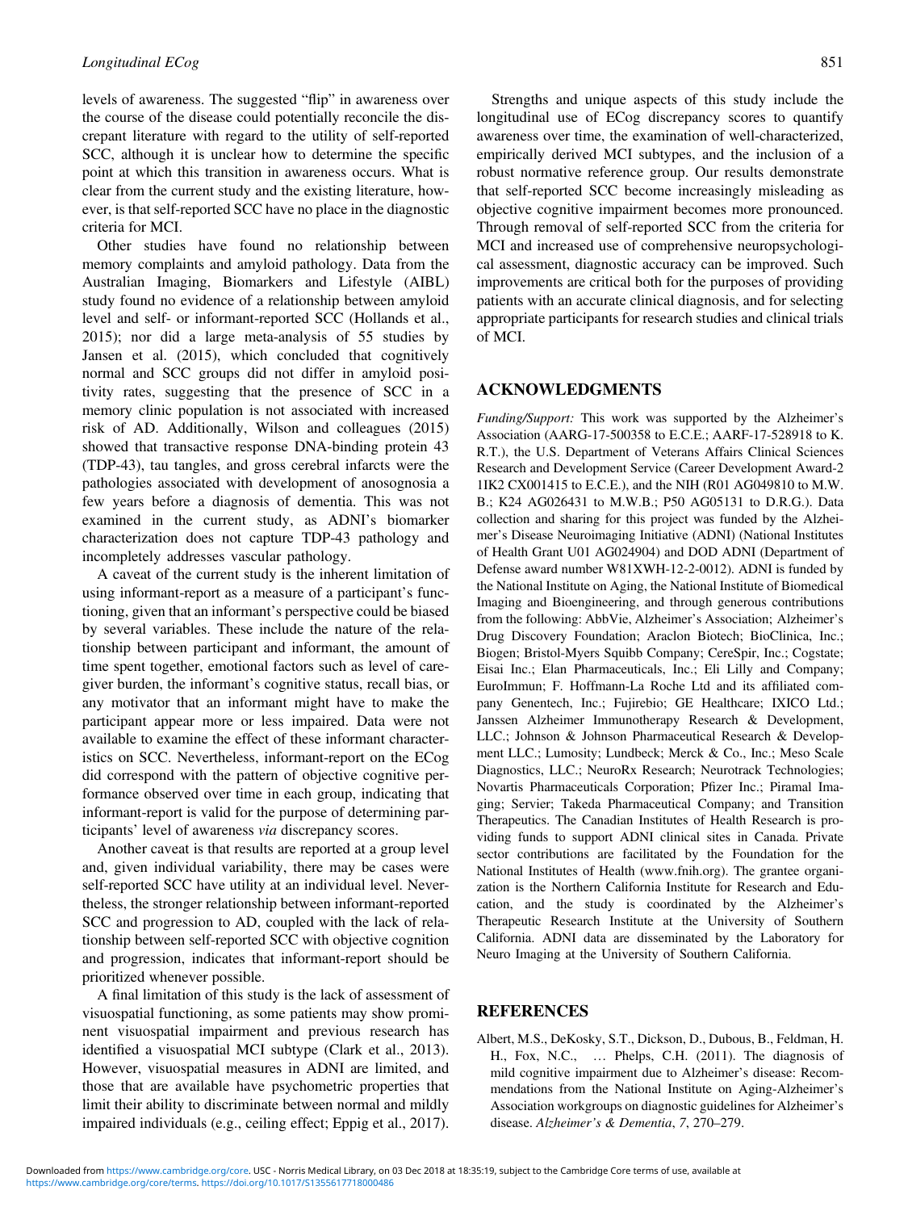levels of awareness. The suggested "flip" in awareness over the course of the disease could potentially reconcile the discrepant literature with regard to the utility of self-reported SCC, although it is unclear how to determine the specific point at which this transition in awareness occurs. What is clear from the current study and the existing literature, however, is that self-reported SCC have no place in the diagnostic criteria for MCI.

Other studies have found no relationship between memory complaints and amyloid pathology. Data from the Australian Imaging, Biomarkers and Lifestyle (AIBL) study found no evidence of a relationship between amyloid level and self- or informant-reported SCC (Hollands et al., 2015); nor did a large meta-analysis of 55 studies by Jansen et al. (2015), which concluded that cognitively normal and SCC groups did not differ in amyloid positivity rates, suggesting that the presence of SCC in a memory clinic population is not associated with increased risk of AD. Additionally, Wilson and colleagues (2015) showed that transactive response DNA-binding protein 43 (TDP-43), tau tangles, and gross cerebral infarcts were the pathologies associated with development of anosognosia a few years before a diagnosis of dementia. This was not examined in the current study, as ADNI's biomarker characterization does not capture TDP-43 pathology and incompletely addresses vascular pathology.

A caveat of the current study is the inherent limitation of using informant-report as a measure of a participant's functioning, given that an informant's perspective could be biased by several variables. These include the nature of the relationship between participant and informant, the amount of time spent together, emotional factors such as level of caregiver burden, the informant's cognitive status, recall bias, or any motivator that an informant might have to make the participant appear more or less impaired. Data were not available to examine the effect of these informant characteristics on SCC. Nevertheless, informant-report on the ECog did correspond with the pattern of objective cognitive performance observed over time in each group, indicating that informant-report is valid for the purpose of determining participants' level of awareness *via* discrepancy scores.

Another caveat is that results are reported at a group level and, given individual variability, there may be cases were self-reported SCC have utility at an individual level. Nevertheless, the stronger relationship between informant-reported SCC and progression to AD, coupled with the lack of relationship between self-reported SCC with objective cognition and progression, indicates that informant-report should be prioritized whenever possible.

A final limitation of this study is the lack of assessment of visuospatial functioning, as some patients may show prominent visuospatial impairment and previous research has identified a visuospatial MCI subtype (Clark et al., 2013). However, visuospatial measures in ADNI are limited, and those that are available have psychometric properties that limit their ability to discriminate between normal and mildly impaired individuals (e.g., ceiling effect; Eppig et al., 2017).

Strengths and unique aspects of this study include the longitudinal use of ECog discrepancy scores to quantify awareness over time, the examination of well-characterized, empirically derived MCI subtypes, and the inclusion of a robust normative reference group. Our results demonstrate that self-reported SCC become increasingly misleading as objective cognitive impairment becomes more pronounced. Through removal of self-reported SCC from the criteria for MCI and increased use of comprehensive neuropsychological assessment, diagnostic accuracy can be improved. Such improvements are critical both for the purposes of providing patients with an accurate clinical diagnosis, and for selecting appropriate participants for research studies and clinical trials of MCI.

## ACKNOWLEDGMENTS

*Funding/Support:* This work was supported by the Alzheimer's Association (AARG-17-500358 to E.C.E.; AARF-17-528918 to K. R.T.), the U.S. Department of Veterans Affairs Clinical Sciences Research and Development Service (Career Development Award-2 1IK2 CX001415 to E.C.E.), and the NIH (R01 AG049810 to M.W. B.; K24 AG026431 to M.W.B.; P50 AG05131 to D.R.G.). Data collection and sharing for this project was funded by the Alzheimer's Disease Neuroimaging Initiative (ADNI) (National Institutes of Health Grant U01 AG024904) and DOD ADNI (Department of Defense award number W81XWH-12-2-0012). ADNI is funded by the National Institute on Aging, the National Institute of Biomedical Imaging and Bioengineering, and through generous contributions from the following: AbbVie, Alzheimer's Association; Alzheimer's Drug Discovery Foundation; Araclon Biotech; BioClinica, Inc.; Biogen; Bristol-Myers Squibb Company; CereSpir, Inc.; Cogstate; Eisai Inc.; Elan Pharmaceuticals, Inc.; Eli Lilly and Company; EuroImmun; F. Hoffmann-La Roche Ltd and its affiliated company Genentech, Inc.; Fujirebio; GE Healthcare; IXICO Ltd.; Janssen Alzheimer Immunotherapy Research & Development, LLC.; Johnson & Johnson Pharmaceutical Research & Development LLC.; Lumosity; Lundbeck; Merck & Co., Inc.; Meso Scale Diagnostics, LLC.; NeuroRx Research; Neurotrack Technologies; Novartis Pharmaceuticals Corporation; Pfizer Inc.; Piramal Imaging; Servier; Takeda Pharmaceutical Company; and Transition Therapeutics. The Canadian Institutes of Health Research is providing funds to support ADNI clinical sites in Canada. Private sector contributions are facilitated by the Foundation for the National Institutes of Health (www.fnih.org). The grantee organization is the Northern California Institute for Research and Education, and the study is coordinated by the Alzheimer's Therapeutic Research Institute at the University of Southern California. ADNI data are disseminated by the Laboratory for Neuro Imaging at the University of Southern California.

## REFERENCES

Albert, M.S., DeKosky, S.T., Dickson, D., Dubous, B., Feldman, H. H., Fox, N.C., … Phelps, C.H. (2011). The diagnosis of mild cognitive impairment due to Alzheimer's disease: Recommendations from the National Institute on Aging-Alzheimer's Association workgroups on diagnostic guidelines for Alzheimer's disease. *Alzheimer's & Dementia*, *7*, 270–279.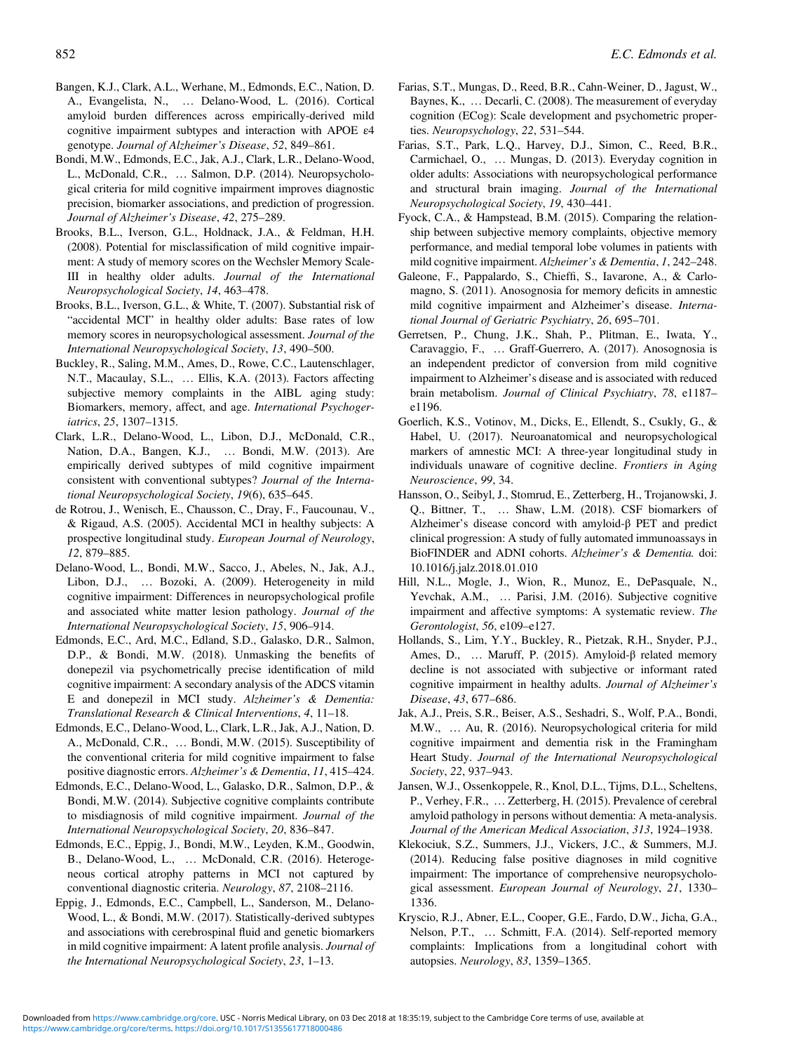Bangen, K.J., Clark, A.L., Werhane, M., Edmonds, E.C., Nation, D. A., Evangelista, N., … Delano-Wood, L. (2016). Cortical amyloid burden differences across empirically-derived mild cognitive impairment subtypes and interaction with APOE ε4 genotype. *Journal of Alzheimer's Disease*, *52*, 849–861.

Bondi, M.W., Edmonds, E.C., Jak, A.J., Clark, L.R., Delano-Wood, L., McDonald, C.R., … Salmon, D.P. (2014). Neuropsychological criteria for mild cognitive impairment improves diagnostic precision, biomarker associations, and prediction of progression. *Journal of Alzheimer's Disease*, *42*, 275–289.

Brooks, B.L., Iverson, G.L., Holdnack, J.A., & Feldman, H.H. (2008). Potential for misclassification of mild cognitive impairment: A study of memory scores on the Wechsler Memory Scale-III in healthy older adults. *Journal of the International Neuropsychological Society*, *14*, 463–478.

Brooks, B.L., Iverson, G.L., & White, T. (2007). Substantial risk of "accidental MCI" in healthy older adults: Base rates of low memory scores in neuropsychological assessment. *Journal of the International Neuropsychological Society*, *13*, 490–500.

Buckley, R., Saling, M.M., Ames, D., Rowe, C.C., Lautenschlager, N.T., Macaulay, S.L., … Ellis, K.A. (2013). Factors affecting subjective memory complaints in the AIBL aging study: Biomarkers, memory, affect, and age. *International Psychogeriatrics*, *25*, 1307–1315.

Clark, L.R., Delano-Wood, L., Libon, D.J., McDonald, C.R., Nation, D.A., Bangen, K.J., … Bondi, M.W. (2013). Are empirically derived subtypes of mild cognitive impairment consistent with conventional subtypes? *Journal of the International Neuropsychological Society*, *19*(6), 635–645.

de Rotrou, J., Wenisch, E., Chausson, C., Dray, F., Faucounau, V., & Rigaud, A.S. (2005). Accidental MCI in healthy subjects: A prospective longitudinal study. *European Journal of Neurology*, *12*, 879–885.

Delano-Wood, L., Bondi, M.W., Sacco, J., Abeles, N., Jak, A.J., Libon, D.J., … Bozoki, A. (2009). Heterogeneity in mild cognitive impairment: Differences in neuropsychological profile and associated white matter lesion pathology. *Journal of the International Neuropsychological Society*, *15*, 906–914.

Edmonds, E.C., Ard, M.C., Edland, S.D., Galasko, D.R., Salmon, D.P., & Bondi, M.W. (2018). Unmasking the benefits of donepezil via psychometrically precise identification of mild cognitive impairment: A secondary analysis of the ADCS vitamin E and donepezil in MCI study. *Alzheimer's & Dementia: Translational Research & Clinical Interventions*, *4*, 11–18.

Edmonds, E.C., Delano-Wood, L., Clark, L.R., Jak, A.J., Nation, D. A., McDonald, C.R., … Bondi, M.W. (2015). Susceptibility of the conventional criteria for mild cognitive impairment to false positive diagnostic errors. *Alzheimer's & Dementia*, *11*, 415–424.

Edmonds, E.C., Delano-Wood, L., Galasko, D.R., Salmon, D.P., & Bondi, M.W. (2014). Subjective cognitive complaints contribute to misdiagnosis of mild cognitive impairment. *Journal of the International Neuropsychological Society*, *20*, 836–847.

Edmonds, E.C., Eppig, J., Bondi, M.W., Leyden, K.M., Goodwin, B., Delano-Wood, L., … McDonald, C.R. (2016). Heterogeneous cortical atrophy patterns in MCI not captured by conventional diagnostic criteria. *Neurology*, *87*, 2108–2116.

Eppig, J., Edmonds, E.C., Campbell, L., Sanderson, M., Delano-Wood, L., & Bondi, M.W. (2017). Statistically-derived subtypes and associations with cerebrospinal fluid and genetic biomarkers in mild cognitive impairment: A latent profile analysis. *Journal of the International Neuropsychological Society*, *23*, 1–13.

Farias, S.T., Mungas, D., Reed, B.R., Cahn-Weiner, D., Jagust, W., Baynes, K., … Decarli, C. (2008). The measurement of everyday cognition (ECog): Scale development and psychometric properties. *Neuropsychology*, *22*, 531–544.

Farias, S.T., Park, L.Q., Harvey, D.J., Simon, C., Reed, B.R., Carmichael, O., … Mungas, D. (2013). Everyday cognition in older adults: Associations with neuropsychological performance and structural brain imaging. *Journal of the International Neuropsychological Society*, *19*, 430–441.

Fyock, C.A., & Hampstead, B.M. (2015). Comparing the relationship between subjective memory complaints, objective memory performance, and medial temporal lobe volumes in patients with mild cognitive impairment. *Alzheimer's & Dementia*, *1*, 242–248.

Galeone, F., Pappalardo, S., Chieffi, S., Iavarone, A., & Carlomagno, S. (2011). Anosognosia for memory deficits in amnestic mild cognitive impairment and Alzheimer's disease. *International Journal of Geriatric Psychiatry*, *26*, 695–701.

Gerretsen, P., Chung, J.K., Shah, P., Plitman, E., Iwata, Y., Caravaggio, F., … Graff-Guerrero, A. (2017). Anosognosia is an independent predictor of conversion from mild cognitive impairment to Alzheimer's disease and is associated with reduced brain metabolism. *Journal of Clinical Psychiatry*, *78*, e1187–e1196.

Goerlich, K.S., Votinov, M., Dicks, E., Ellendt, S., Csukly, G., & Habel, U. (2017). Neuroanatomical and neuropsychological markers of amnestic MCI: A three-year longitudinal study in individuals unaware of cognitive decline. *Frontiers in Aging Neuroscience*, *99*, 34.

Hansson, O., Seibyl, J., Stomrud, E., Zetterberg, H., Trojanowski, J. Q., Bittner, T., … Shaw, L.M. (2018). CSF biomarkers of Alzheimer's disease concord with amyloid-β PET and predict clinical progression: A study of fully automated immunoassays in BioFINDER and ADNI cohorts. *Alzheimer's & Dementia.* doi: 10.1016/j.jalz.2018.01.010

Hill, N.L., Mogle, J., Wion, R., Munoz, E., DePasquale, N., Yevchak, A.M., … Parisi, J.M. (2016). Subjective cognitive impairment and affective symptoms: A systematic review. *The Gerontologist*, *56*, e109–e127.

Hollands, S., Lim, Y.Y., Buckley, R., Pietzak, R.H., Snyder, P.J., Ames, D., … Maruff, P. (2015). Amyloid-β related memory decline is not associated with subjective or informant rated cognitive impairment in healthy adults. *Journal of Alzheimer's Disease*, *43*, 677–686.

Jak, A.J., Preis, S.R., Beiser, A.S., Seshadri, S., Wolf, P.A., Bondi, M.W., … Au, R. (2016). Neuropsychological criteria for mild cognitive impairment and dementia risk in the Framingham Heart Study. *Journal of the International Neuropsychological Society*, *22*, 937–943.

Jansen, W.J., Ossenkoppele, R., Knol, D.L., Tijms, D.L., Scheltens, P., Verhey, F.R., … Zetterberg, H. (2015). Prevalence of cerebral amyloid pathology in persons without dementia: A meta-analysis. *Journal of the American Medical Association*, *313*, 1924–1938.

Klekociuk, S.Z., Summers, J.J., Vickers, J.C., & Summers, M.J. (2014). Reducing false positive diagnoses in mild cognitive impairment: The importance of comprehensive neuropsychological assessment. *European Journal of Neurology*, *21*, 1330–1336.

Kryscio, R.J., Abner, E.L., Cooper, G.E., Fardo, D.W., Jicha, G.A., Nelson, P.T., … Schmitt, F.A. (2014). Self-reported memory complaints: Implications from a longitudinal cohort with autopsies. *Neurology*, *83*, 1359–1365.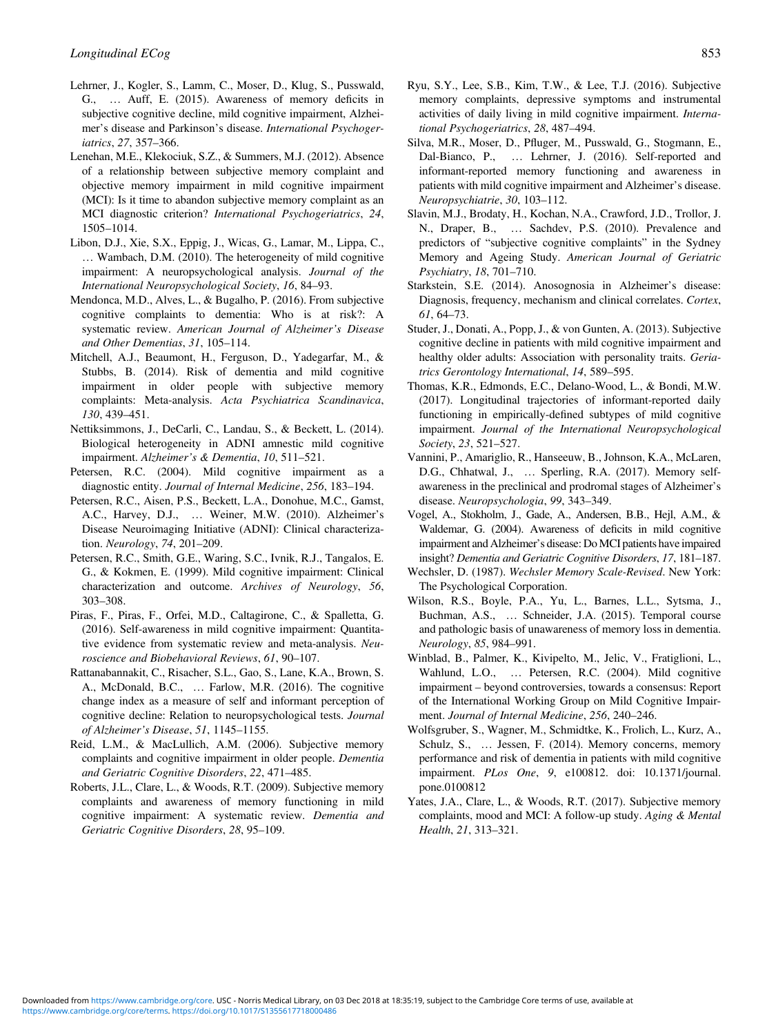Lehrner, J., Kogler, S., Lamm, C., Moser, D., Klug, S., Pusswald, G., … Auff, E. (2015). Awareness of memory deficits in subjective cognitive decline, mild cognitive impairment, Alzheimer's disease and Parkinson's disease. *International Psychogeriatrics*, *27*, 357–366.

Lenehan, M.E., Klekociuk, S.Z., & Summers, M.J. (2012). Absence of a relationship between subjective memory complaint and objective memory impairment in mild cognitive impairment (MCI): Is it time to abandon subjective memory complaint as an MCI diagnostic criterion? *International Psychogeriatrics*, *24*, 1505–1014.

Libon, D.J., Xie, S.X., Eppig, J., Wicas, G., Lamar, M., Lippa, C., … Wambach, D.M. (2010). The heterogeneity of mild cognitive impairment: A neuropsychological analysis. *Journal of the International Neuropsychological Society*, *16*, 84–93.

Mendonca, M.D., Alves, L., & Bugalho, P. (2016). From subjective cognitive complaints to dementia: Who is at risk?: A systematic review. *American Journal of Alzheimer's Disease and Other Dementias*, *31*, 105–114.

Mitchell, A.J., Beaumont, H., Ferguson, D., Yadegarfar, M., & Stubbs, B. (2014). Risk of dementia and mild cognitive impairment in older people with subjective memory complaints: Meta-analysis. *Acta Psychiatrica Scandinavica*, *130*, 439–451.

Nettiksimmons, J., DeCarli, C., Landau, S., & Beckett, L. (2014). Biological heterogeneity in ADNI amnestic mild cognitive impairment. *Alzheimer's & Dementia*, *10*, 511–521.

Petersen, R.C. (2004). Mild cognitive impairment as a diagnostic entity. *Journal of Internal Medicine*, *256*, 183–194.

Petersen, R.C., Aisen, P.S., Beckett, L.A., Donohue, M.C., Gamst, A.C., Harvey, D.J., … Weiner, M.W. (2010). Alzheimer's Disease Neuroimaging Initiative (ADNI): Clinical characterization. *Neurology*, *74*, 201–209.

Petersen, R.C., Smith, G.E., Waring, S.C., Ivnik, R.J., Tangalos, E. G., & Kokmen, E. (1999). Mild cognitive impairment: Clinical characterization and outcome. *Archives of Neurology*, *56*, 303–308.

Piras, F., Piras, F., Orfei, M.D., Caltagirone, C., & Spalletta, G. (2016). Self-awareness in mild cognitive impairment: Quantitative evidence from systematic review and meta-analysis. *Neuroscience and Biobehavioral Reviews*, *61*, 90–107.

Rattanabannakit, C., Risacher, S.L., Gao, S., Lane, K.A., Brown, S. A., McDonald, B.C., … Farlow, M.R. (2016). The cognitive change index as a measure of self and informant perception of cognitive decline: Relation to neuropsychological tests. *Journal of Alzheimer's Disease*, *51*, 1145–1155.

Reid, L.M., & MacLullich, A.M. (2006). Subjective memory complaints and cognitive impairment in older people. *Dementia and Geriatric Cognitive Disorders*, *22*, 471–485.

Roberts, J.L., Clare, L., & Woods, R.T. (2009). Subjective memory complaints and awareness of memory functioning in mild cognitive impairment: A systematic review. *Dementia and Geriatric Cognitive Disorders*, *28*, 95–109.

Ryu, S.Y., Lee, S.B., Kim, T.W., & Lee, T.J. (2016). Subjective memory complaints, depressive symptoms and instrumental activities of daily living in mild cognitive impairment. *International Psychogeriatrics*, *28*, 487–494.

Silva, M.R., Moser, D., Pfluger, M., Pusswald, G., Stogmann, E., Dal-Bianco, P., … Lehrner, J. (2016). Self-reported and informant-reported memory functioning and awareness in patients with mild cognitive impairment and Alzheimer's disease. *Neuropsychiatrie*, *30*, 103–112.

Slavin, M.J., Brodaty, H., Kochan, N.A., Crawford, J.D., Trollor, J. N., Draper, B., … Sachdev, P.S. (2010). Prevalence and predictors of "subjective cognitive complaints" in the Sydney Memory and Ageing Study. *American Journal of Geriatric Psychiatry*, *18*, 701–710.

Starkstein, S.E. (2014). Anosognosia in Alzheimer's disease: Diagnosis, frequency, mechanism and clinical correlates. *Cortex*, *61*, 64–73.

Studer, J., Donati, A., Popp, J., & von Gunten, A. (2013). Subjective cognitive decline in patients with mild cognitive impairment and healthy older adults: Association with personality traits. *Geriatrics Gerontology International*, *14*, 589–595.

Thomas, K.R., Edmonds, E.C., Delano-Wood, L., & Bondi, M.W. (2017). Longitudinal trajectories of informant-reported daily functioning in empirically-defined subtypes of mild cognitive impairment. *Journal of the International Neuropsychological Society*, *23*, 521–527.

Vannini, P., Amariglio, R., Hanseeuw, B., Johnson, K.A., McLaren, D.G., Chhatwal, J., … Sperling, R.A. (2017). Memory self-awareness in the preclinical and prodromal stages of Alzheimer's disease. *Neuropsychologia*, *99*, 343–349.

Vogel, A., Stokholm, J., Gade, A., Andersen, B.B., Hejl, A.M., & Waldemar, G. (2004). Awareness of deficits in mild cognitive impairment and Alzheimer's disease: Do MCI patients have impaired insight? *Dementia and Geriatric Cognitive Disorders*, *17*, 181–187.

Wechsler, D. (1987). *Wechsler Memory Scale-Revised*. New York: The Psychological Corporation.

Wilson, R.S., Boyle, P.A., Yu, L., Barnes, L.L., Sytsma, J., Buchman, A.S., … Schneider, J.A. (2015). Temporal course and pathologic basis of unawareness of memory loss in dementia. *Neurology*, *85*, 984–991.

Winblad, B., Palmer, K., Kivipelto, M., Jelic, V., Fratiglioni, L., Wahlund, L.O., … Petersen, R.C. (2004). Mild cognitive impairment – beyond controversies, towards a consensus: Report of the International Working Group on Mild Cognitive Impairment. *Journal of Internal Medicine*, *256*, 240–246.

Wolfsgruber, S., Wagner, M., Schmidtke, K., Frolich, L., Kurz, A., Schulz, S., … Jessen, F. (2014). Memory concerns, memory performance and risk of dementia in patients with mild cognitive impairment. *PLos One*, *9*, e100812. doi: 10.1371/journal.pone.0100812

Yates, J.A., Clare, L., & Woods, R.T. (2017). Subjective memory complaints, mood and MCI: A follow-up study. *Aging & Mental Health*, *21*, 313–321.